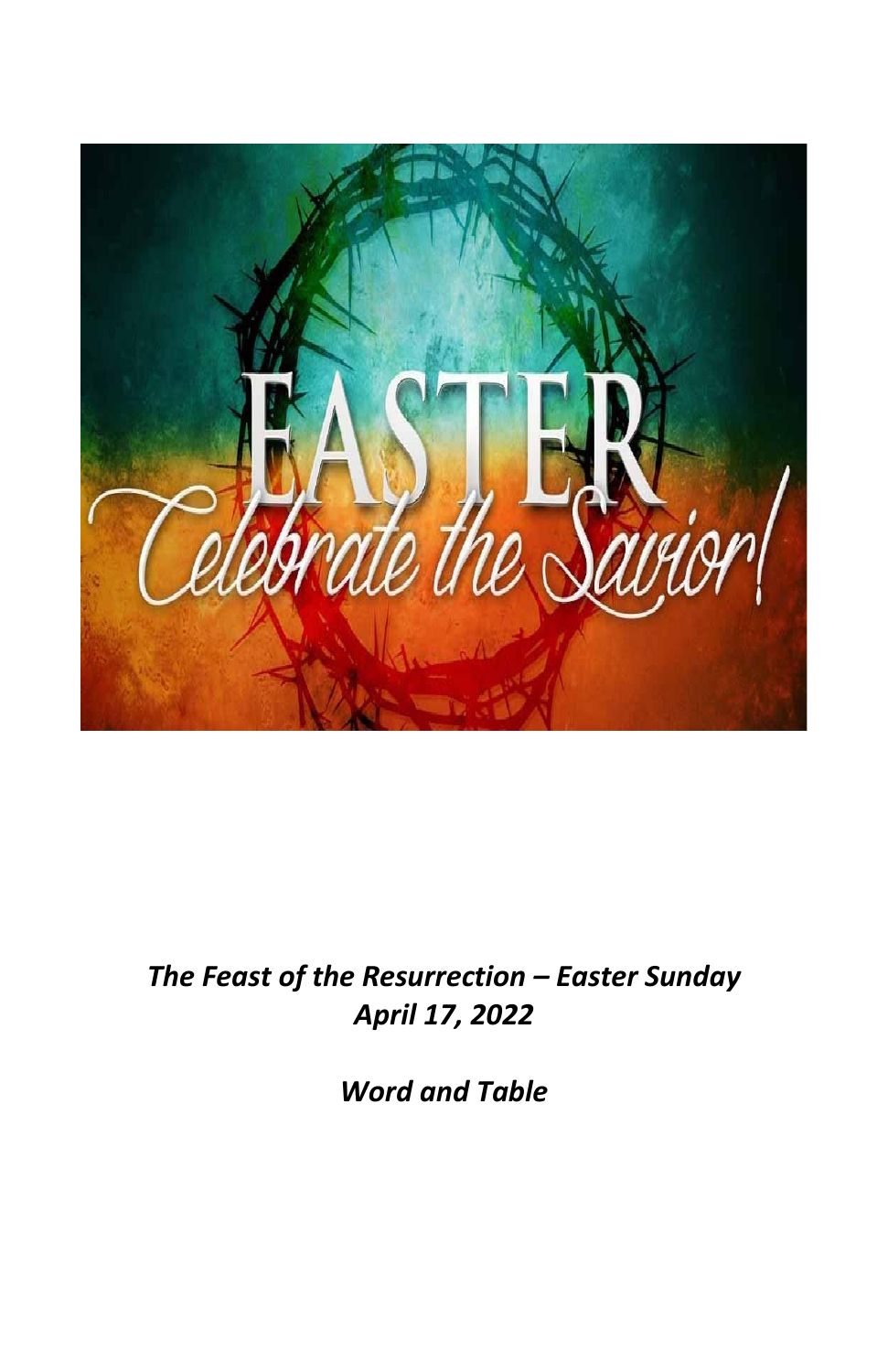*The Feast of the Resurrection – Easter Sunday*
*April 17, 2022*

*Word and Table*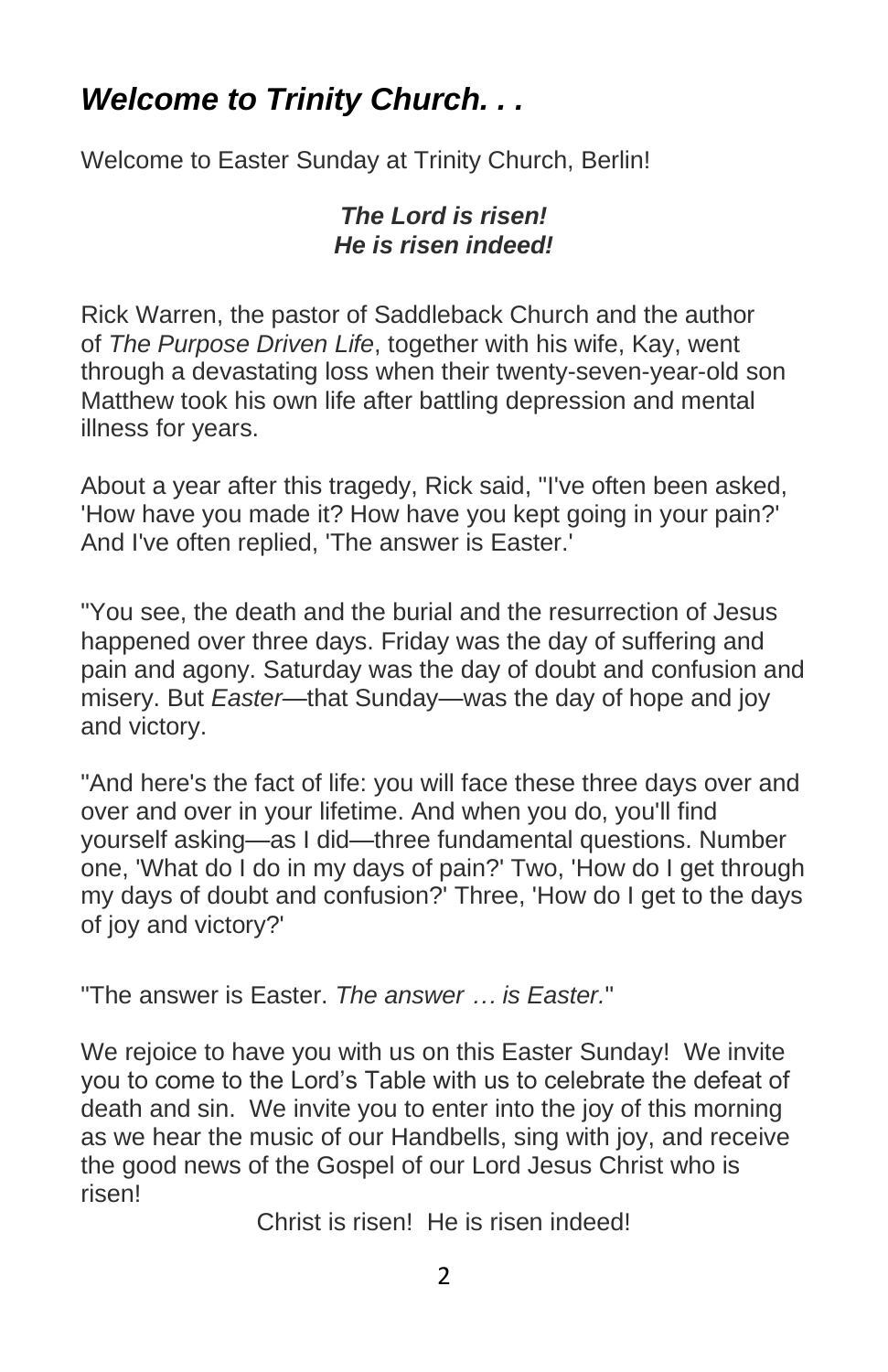# *Welcome to Trinity Church. . .*

Welcome to Easter Sunday at Trinity Church, Berlin!

***The Lord is risen!***
***He is risen indeed!***

Rick Warren, the pastor of Saddleback Church and the author of *The Purpose Driven Life*, together with his wife, Kay, went through a devastating loss when their twenty-seven-year-old son Matthew took his own life after battling depression and mental illness for years.

About a year after this tragedy, Rick said, "I've often been asked, 'How have you made it? How have you kept going in your pain?' And I've often replied, 'The answer is Easter.'

"You see, the death and the burial and the resurrection of Jesus happened over three days. Friday was the day of suffering and pain and agony. Saturday was the day of doubt and confusion and misery. But *Easter*—that Sunday—was the day of hope and joy and victory.

"And here's the fact of life: you will face these three days over and over and over in your lifetime. And when you do, you'll find yourself asking—as I did—three fundamental questions. Number one, 'What do I do in my days of pain?' Two, 'How do I get through my days of doubt and confusion?' Three, 'How do I get to the days of joy and victory?'

"The answer is Easter. *The answer … is Easter.*"

We rejoice to have you with us on this Easter Sunday! We invite you to come to the Lord's Table with us to celebrate the defeat of death and sin. We invite you to enter into the joy of this morning as we hear the music of our Handbells, sing with joy, and receive the good news of the Gospel of our Lord Jesus Christ who is risen!

Christ is risen! He is risen indeed!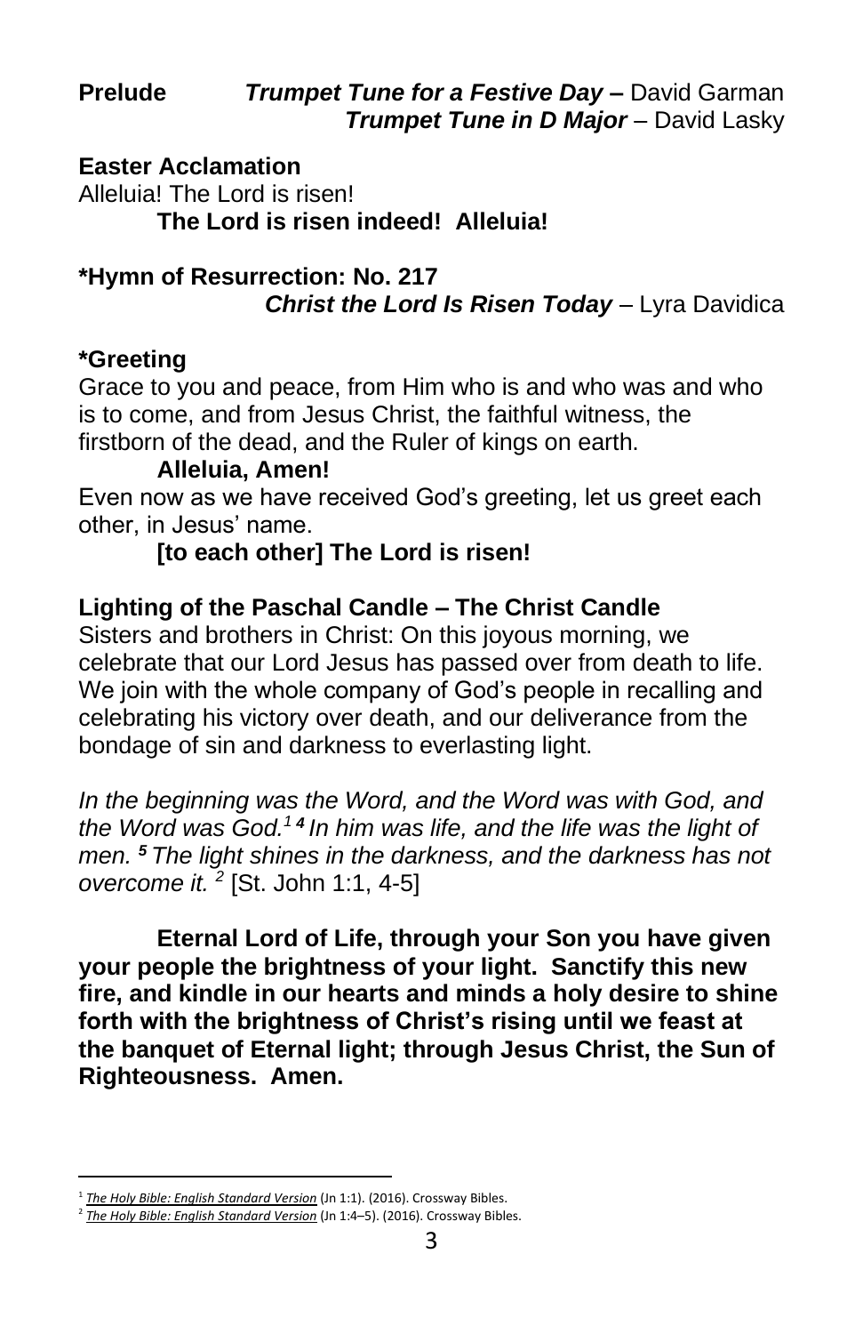**Prelude** ***Trumpet Tune for a Festive Day*** **–** David Garman
***Trumpet Tune in D Major*** – David Lasky

**Easter Acclamation**

Alleluia! The Lord is risen!

**The Lord is risen indeed! Alleluia!**

**\*Hymn of Resurrection: No. 217**
***Christ the Lord Is Risen Today*** – Lyra Davidica

**\*Greeting**

Grace to you and peace, from Him who is and who was and who is to come, and from Jesus Christ, the faithful witness, the firstborn of the dead, and the Ruler of kings on earth.

**Alleluia, Amen!**

Even now as we have received God's greeting, let us greet each other, in Jesus' name.

**[to each other] The Lord is risen!**

**Lighting of the Paschal Candle – The Christ Candle**

Sisters and brothers in Christ: On this joyous morning, we celebrate that our Lord Jesus has passed over from death to life. We join with the whole company of God's people in recalling and celebrating his victory over death, and our deliverance from the bondage of sin and darkness to everlasting light.

*In the beginning was the Word, and the Word was with God, and the Word was God.*[1] ***4*** *In him was life, and the life was the light of men.* ***5*** *The light shines in the darkness, and the darkness has not overcome it.* [2] [St. John 1:1, 4-5]

**Eternal Lord of Life, through your Son you have given your people the brightness of your light. Sanctify this new fire, and kindle in our hearts and minds a holy desire to shine forth with the brightness of Christ's rising until we feast at the banquet of Eternal light; through Jesus Christ, the Sun of Righteousness. Amen.**

---

[1] *The Holy Bible: English Standard Version* (Jn 1:1). (2016). Crossway Bibles.

[2] *The Holy Bible: English Standard Version* (Jn 1:4–5). (2016). Crossway Bibles.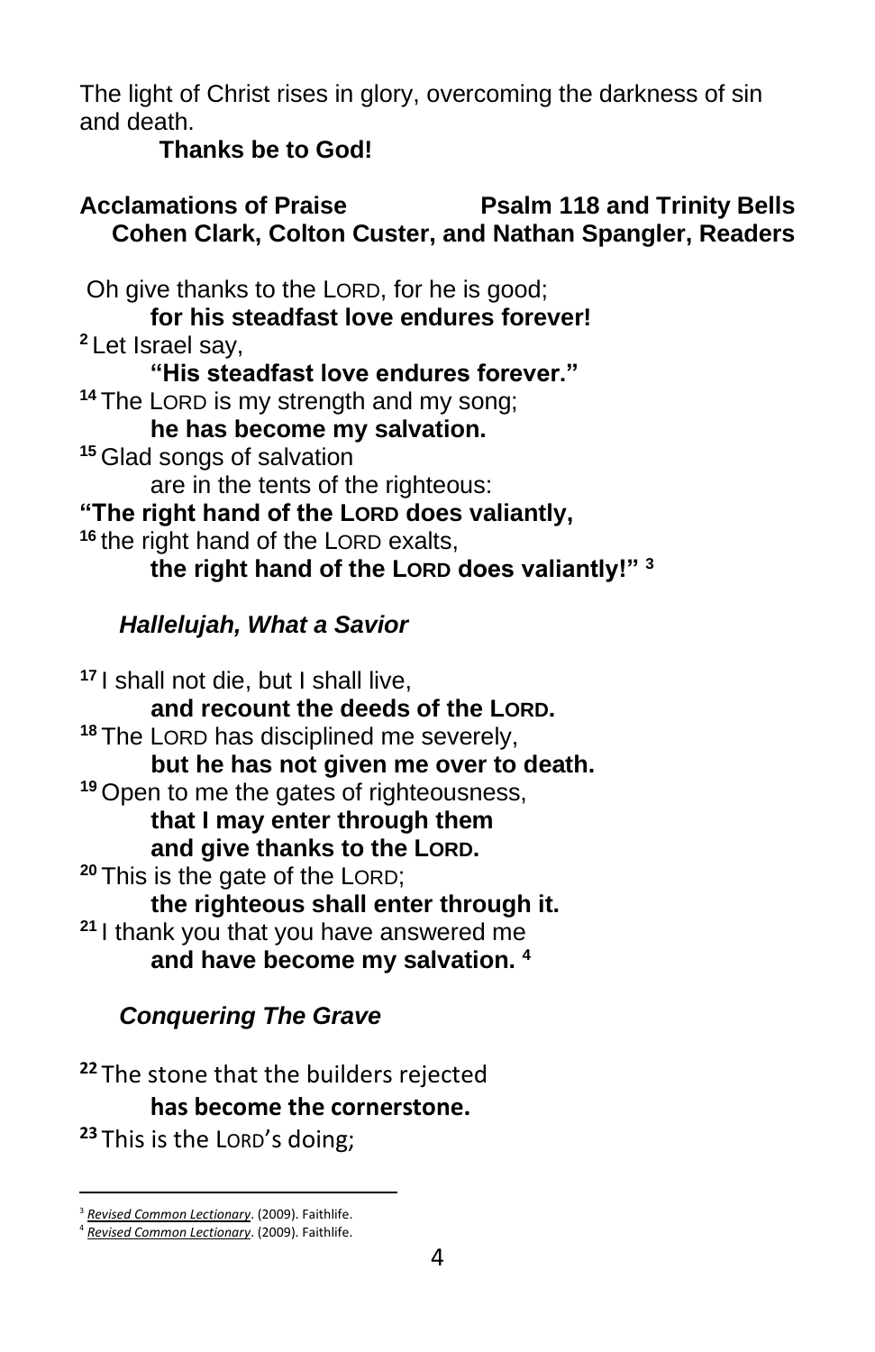The light of Christ rises in glory, overcoming the darkness of sin and death.

**Thanks be to God!**

**Acclamations of Praise Psalm 118 and Trinity Bells**
**Cohen Clark, Colton Custer, and Nathan Spangler, Readers**

Oh give thanks to the LORD, for he is good;
**for his steadfast love endures forever!**
**2** Let Israel say,
**"His steadfast love endures forever."**
**14** The LORD is my strength and my song;
**he has become my salvation.**
**15** Glad songs of salvation
are in the tents of the righteous:
**"The right hand of the LORD does valiantly,**
**16** the right hand of the LORD exalts,
**the right hand of the LORD does valiantly!"** [3]

***Hallelujah, What a Savior***

**17** I shall not die, but I shall live,
**and recount the deeds of the LORD.**
**18** The LORD has disciplined me severely,
**but he has not given me over to death.**
**19** Open to me the gates of righteousness,
**that I may enter through them**
**and give thanks to the LORD.**
**20** This is the gate of the LORD;
**the righteous shall enter through it.**
**21** I thank you that you have answered me
**and have become my salvation.** [4]

***Conquering The Grave***

**22** The stone that the builders rejected
**has become the cornerstone.**
**23** This is the LORD's doing;

---

[3] *Revised Common Lectionary*. (2009). Faithlife.
[4] *Revised Common Lectionary*. (2009). Faithlife.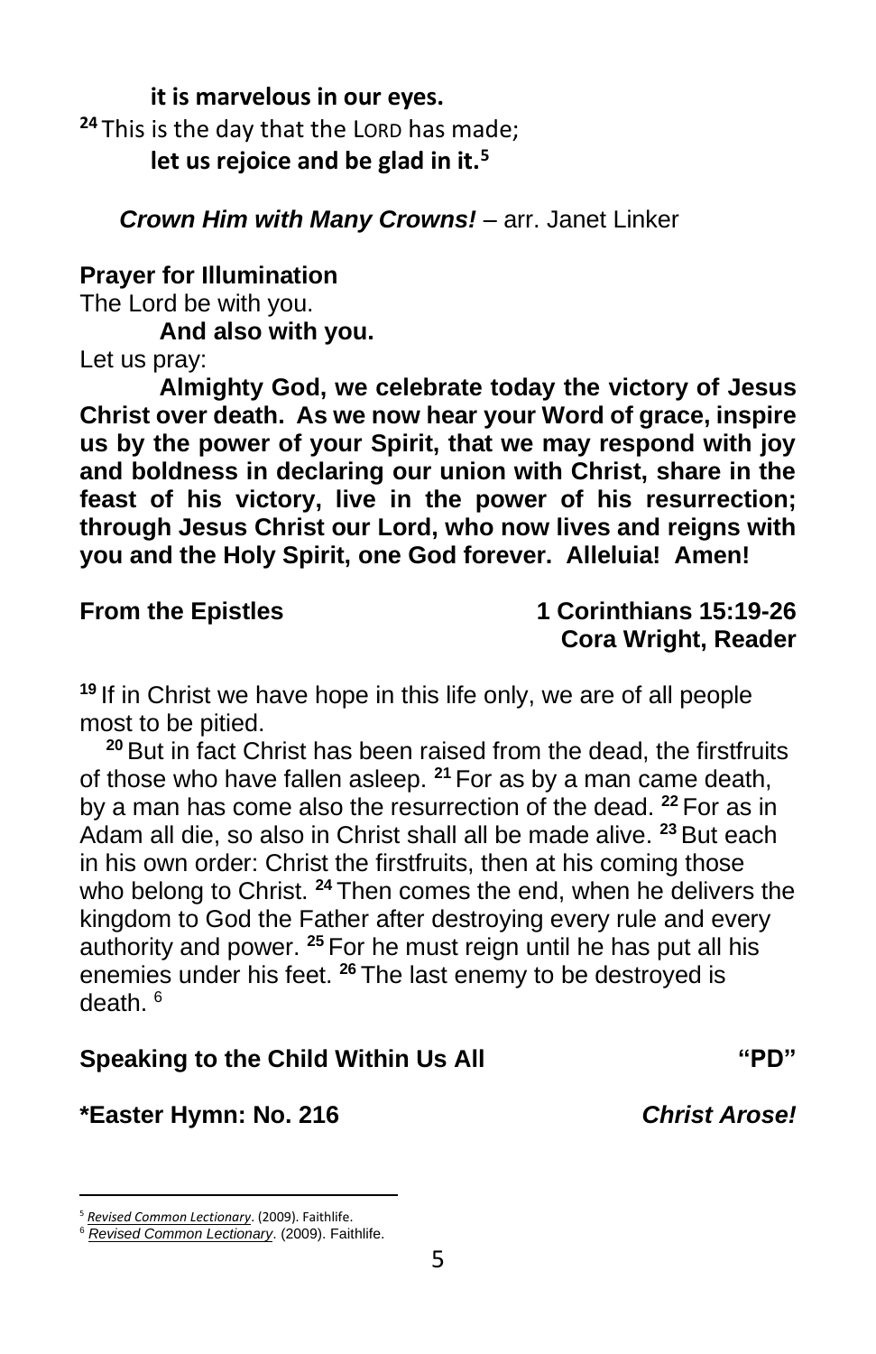**it is marvelous in our eyes.**

[24] This is the day that the LORD has made;

**let us rejoice and be glad in it.**[5]

***Crown Him with Many Crowns!*** – arr. Janet Linker

**Prayer for Illumination**

The Lord be with you.

**And also with you.**

Let us pray:

**Almighty God, we celebrate today the victory of Jesus Christ over death. As we now hear your Word of grace, inspire us by the power of your Spirit, that we may respond with joy and boldness in declaring our union with Christ, share in the feast of his victory, live in the power of his resurrection; through Jesus Christ our Lord, who now lives and reigns with you and the Holy Spirit, one God forever. Alleluia! Amen!**

**From the Epistles** **1 Corinthians 15:19-26**
**Cora Wright, Reader**

[19] If in Christ we have hope in this life only, we are of all people most to be pitied.

[20] But in fact Christ has been raised from the dead, the firstfruits of those who have fallen asleep. [21] For as by a man came death, by a man has come also the resurrection of the dead. [22] For as in Adam all die, so also in Christ shall all be made alive. [23] But each in his own order: Christ the firstfruits, then at his coming those who belong to Christ. [24] Then comes the end, when he delivers the kingdom to God the Father after destroying every rule and every authority and power. [25] For he must reign until he has put all his enemies under his feet. [26] The last enemy to be destroyed is death. [6]

**Speaking to the Child Within Us All** **"PD"**

**\*Easter Hymn: No. 216** ***Christ Arose!***

[5] *Revised Common Lectionary*. (2009). Faithlife.

[6] *Revised Common Lectionary*. (2009). Faithlife.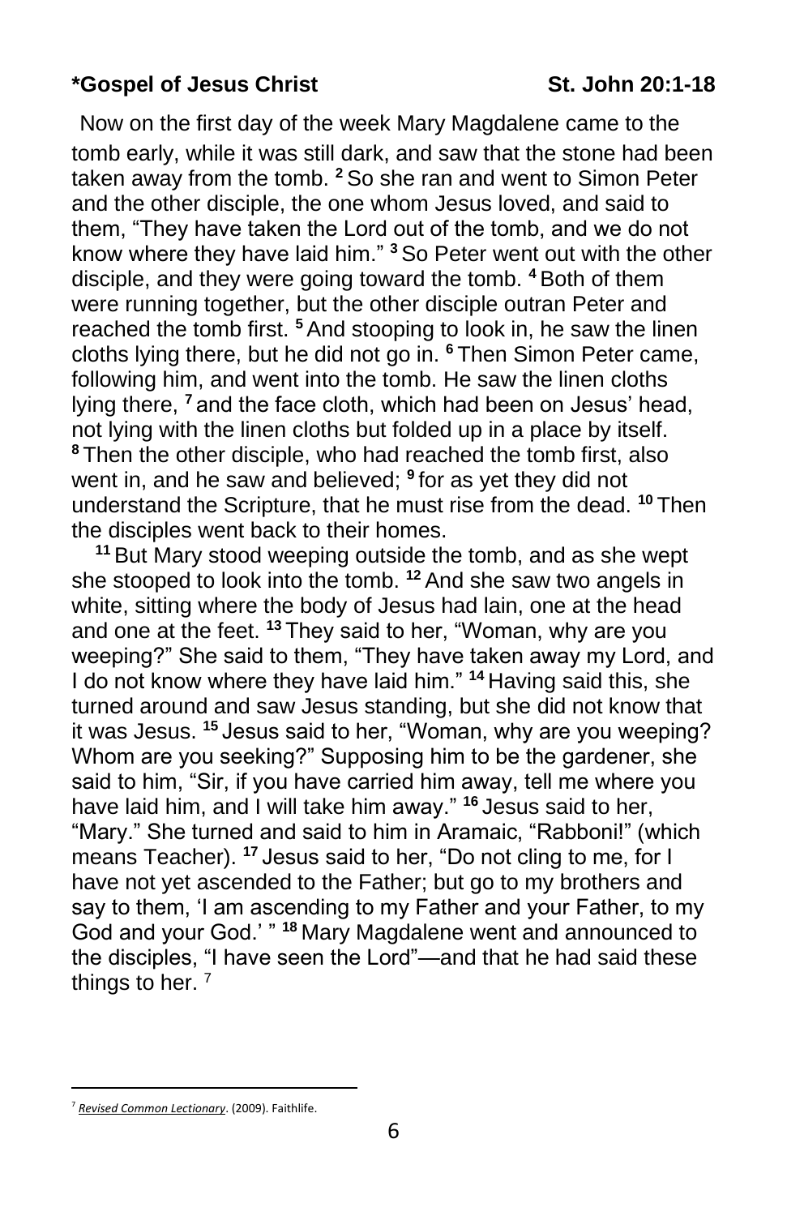**\*Gospel of Jesus Christ St. John 20:1-18**

Now on the first day of the week Mary Magdalene came to the tomb early, while it was still dark, and saw that the stone had been taken away from the tomb. **2** So she ran and went to Simon Peter and the other disciple, the one whom Jesus loved, and said to them, "They have taken the Lord out of the tomb, and we do not know where they have laid him." **3** So Peter went out with the other disciple, and they were going toward the tomb. **4** Both of them were running together, but the other disciple outran Peter and reached the tomb first. **5** And stooping to look in, he saw the linen cloths lying there, but he did not go in. **6** Then Simon Peter came, following him, and went into the tomb. He saw the linen cloths lying there, **7** and the face cloth, which had been on Jesus' head, not lying with the linen cloths but folded up in a place by itself. **8** Then the other disciple, who had reached the tomb first, also went in, and he saw and believed; **9** for as yet they did not understand the Scripture, that he must rise from the dead. **10** Then the disciples went back to their homes.

**11** But Mary stood weeping outside the tomb, and as she wept she stooped to look into the tomb. **12** And she saw two angels in white, sitting where the body of Jesus had lain, one at the head and one at the feet. **13** They said to her, "Woman, why are you weeping?" She said to them, "They have taken away my Lord, and I do not know where they have laid him." **14** Having said this, she turned around and saw Jesus standing, but she did not know that it was Jesus. **15** Jesus said to her, "Woman, why are you weeping? Whom are you seeking?" Supposing him to be the gardener, she said to him, "Sir, if you have carried him away, tell me where you have laid him, and I will take him away." **16** Jesus said to her, "Mary." She turned and said to him in Aramaic, "Rabboni!" (which means Teacher). **17** Jesus said to her, "Do not cling to me, for I have not yet ascended to the Father; but go to my brothers and say to them, 'I am ascending to my Father and your Father, to my God and your God.' " **18** Mary Magdalene went and announced to the disciples, "I have seen the Lord"—and that he had said these things to her. [7]

[7] *Revised Common Lectionary*. (2009). Faithlife.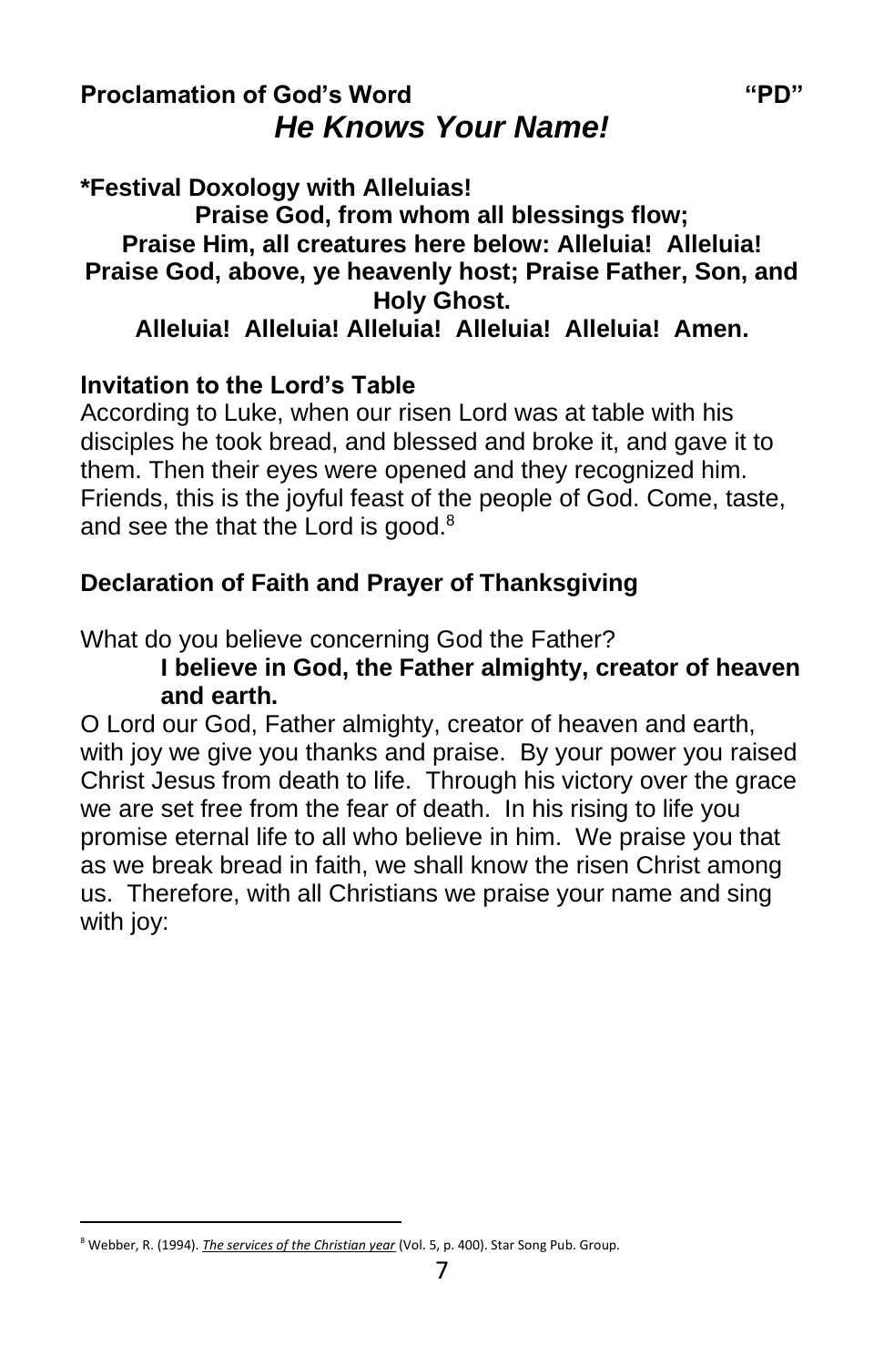**Proclamation of God's Word** **"PD"**

## *He Knows Your Name!*

**\*Festival Doxology with Alleluias!**

**Praise God, from whom all blessings flow;**
**Praise Him, all creatures here below: Alleluia! Alleluia!**
**Praise God, above, ye heavenly host; Praise Father, Son, and Holy Ghost.**
**Alleluia! Alleluia! Alleluia! Alleluia! Alleluia! Amen.**

**Invitation to the Lord's Table**

According to Luke, when our risen Lord was at table with his disciples he took bread, and blessed and broke it, and gave it to them. Then their eyes were opened and they recognized him. Friends, this is the joyful feast of the people of God. Come, taste, and see the that the Lord is good.[8]

**Declaration of Faith and Prayer of Thanksgiving**

What do you believe concerning God the Father?

> **I believe in God, the Father almighty, creator of heaven and earth.**

O Lord our God, Father almighty, creator of heaven and earth, with joy we give you thanks and praise. By your power you raised Christ Jesus from death to life. Through his victory over the grace we are set free from the fear of death. In his rising to life you promise eternal life to all who believe in him. We praise you that as we break bread in faith, we shall know the risen Christ among us. Therefore, with all Christians we praise your name and sing with joy:

---

[8] Webber, R. (1994). *The services of the Christian year* (Vol. 5, p. 400). Star Song Pub. Group.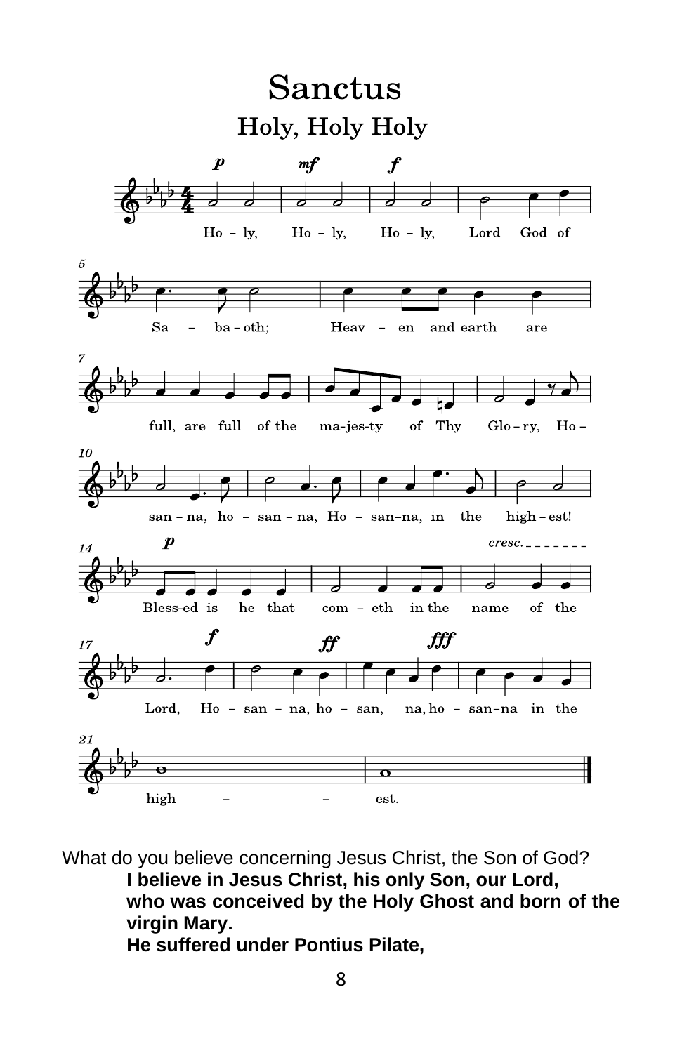# Sanctus

## Holy, Holy Holy

Ho – ly, Ho – ly, Ho – ly, Lord God of Sa – ba – oth; Heav – en and earth are full, are full of the ma-jes-ty of Thy Glo – ry, Ho – san – na, ho – san – na, Ho – san–na, in the high – est!

Bless-ed is he that com – eth in the name of the Lord, Ho – san – na, ho – san, na, ho – san–na in the high – – est.

What do you believe concerning Jesus Christ, the Son of God?

**I believe in Jesus Christ, his only Son, our Lord,**
**who was conceived by the Holy Ghost and born of the virgin Mary.**
**He suffered under Pontius Pilate,**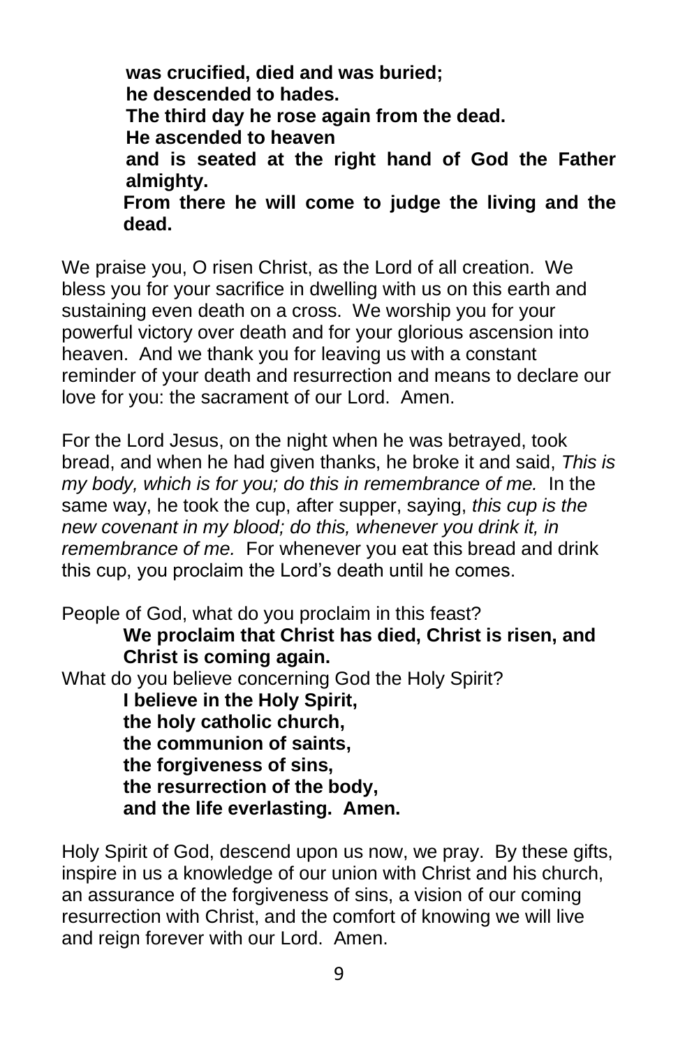**was crucified, died and was buried;**
**he descended to hades.**
**The third day he rose again from the dead.**
**He ascended to heaven**
**and is seated at the right hand of God the Father almighty.**
**From there he will come to judge the living and the dead.**

We praise you, O risen Christ, as the Lord of all creation. We bless you for your sacrifice in dwelling with us on this earth and sustaining even death on a cross. We worship you for your powerful victory over death and for your glorious ascension into heaven. And we thank you for leaving us with a constant reminder of your death and resurrection and means to declare our love for you: the sacrament of our Lord. Amen.

For the Lord Jesus, on the night when he was betrayed, took bread, and when he had given thanks, he broke it and said, *This is my body, which is for you; do this in remembrance of me.* In the same way, he took the cup, after supper, saying, *this cup is the new covenant in my blood; do this, whenever you drink it, in remembrance of me.* For whenever you eat this bread and drink this cup, you proclaim the Lord's death until he comes.

People of God, what do you proclaim in this feast?

**We proclaim that Christ has died, Christ is risen, and Christ is coming again.**

What do you believe concerning God the Holy Spirit?

**I believe in the Holy Spirit,**
**the holy catholic church,**
**the communion of saints,**
**the forgiveness of sins,**
**the resurrection of the body,**
**and the life everlasting. Amen.**

Holy Spirit of God, descend upon us now, we pray. By these gifts, inspire in us a knowledge of our union with Christ and his church, an assurance of the forgiveness of sins, a vision of our coming resurrection with Christ, and the comfort of knowing we will live and reign forever with our Lord. Amen.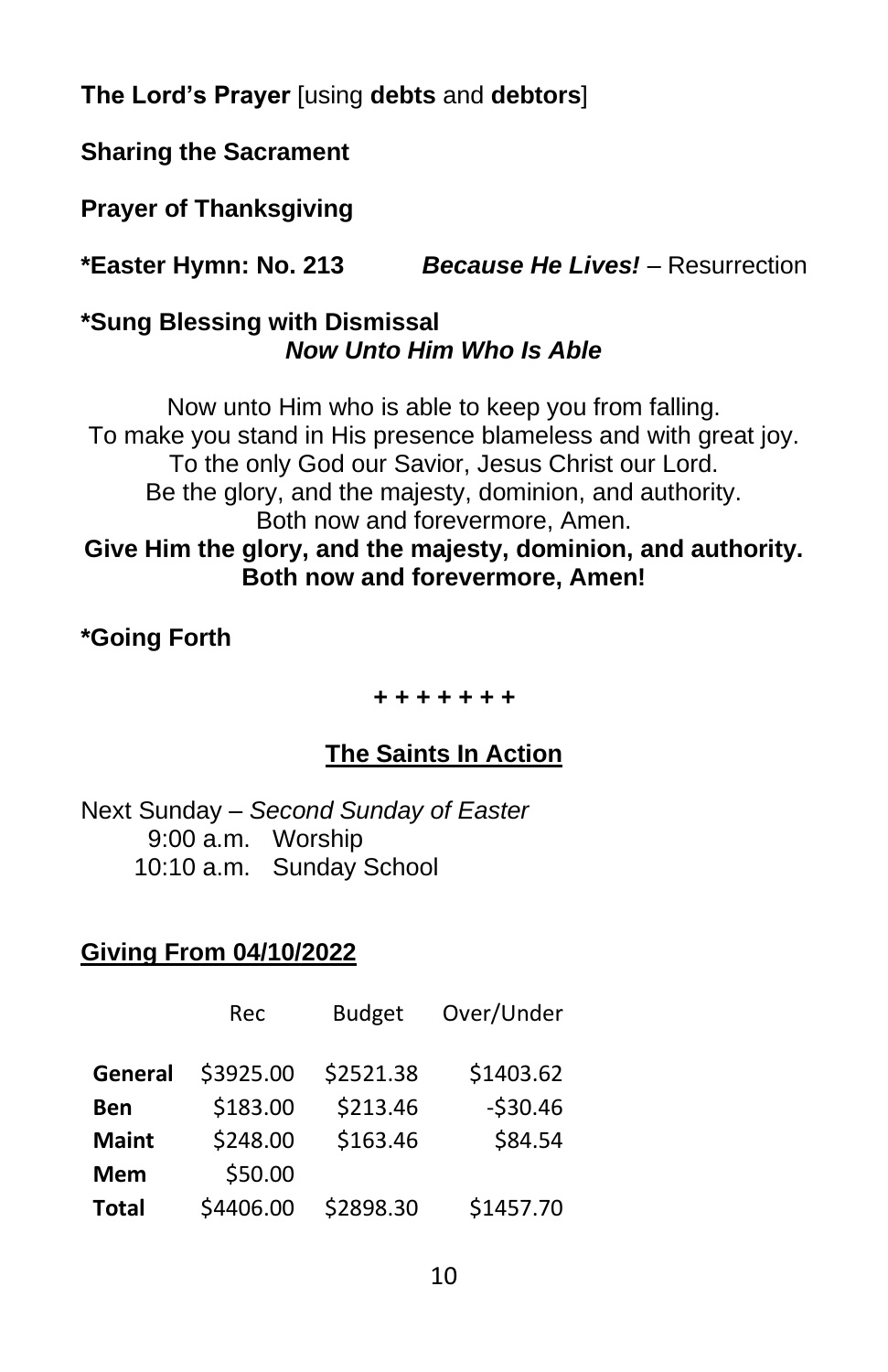**The Lord's Prayer** [using **debts** and **debtors**]

**Sharing the Sacrament**

**Prayer of Thanksgiving**

**\*Easter Hymn: No. 213** ***Because He Lives!*** – Resurrection

**\*Sung Blessing with Dismissal**
***Now Unto Him Who Is Able***

Now unto Him who is able to keep you from falling.
To make you stand in His presence blameless and with great joy.
To the only God our Savior, Jesus Christ our Lord.
Be the glory, and the majesty, dominion, and authority.
Both now and forevermore, Amen.
**Give Him the glory, and the majesty, dominion, and authority.**
**Both now and forevermore, Amen!**

**\*Going Forth**

**+ + + + + + +**

## The Saints In Action

Next Sunday – *Second Sunday of Easter*
9:00 a.m. Worship
10:10 a.m. Sunday School

### Giving From 04/10/2022

| | Rec | Budget | Over/Under |
|---|---|---|---|
| **General** | $3925.00 | $2521.38 | $1403.62 |
| **Ben** | $183.00 | $213.46 | -$30.46 |
| **Maint** | $248.00 | $163.46 | $84.54 |
| **Mem** | $50.00 | | |
| **Total** | $4406.00 | $2898.30 | $1457.70 |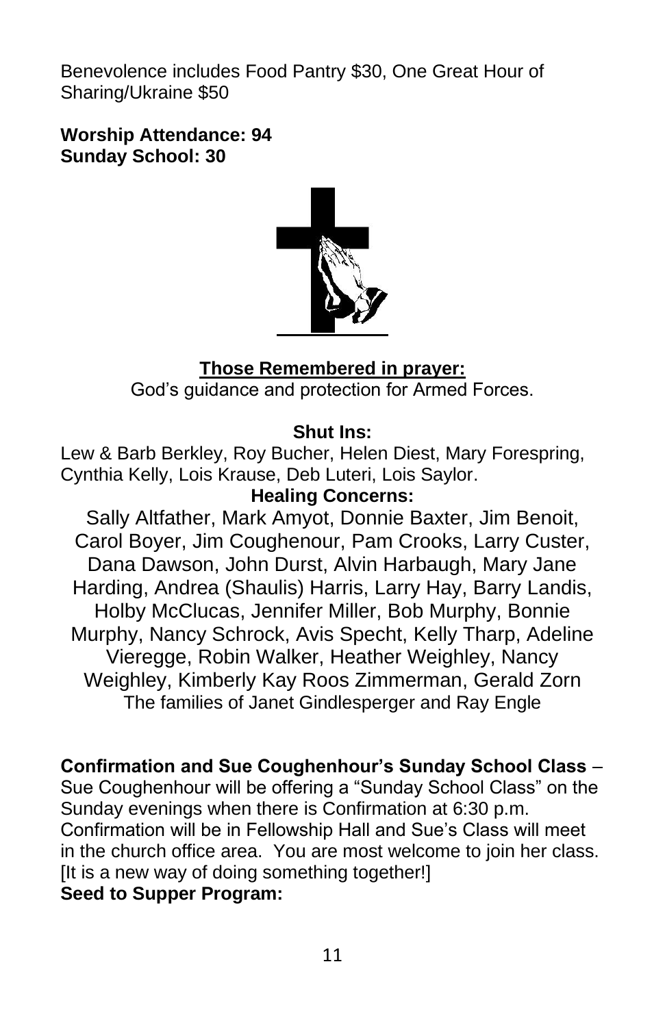Benevolence includes Food Pantry $30, One Great Hour of Sharing/Ukraine $50

**Worship Attendance: 94**
**Sunday School: 30**

**Those Remembered in prayer:**

God's guidance and protection for Armed Forces.

**Shut Ins:**

Lew & Barb Berkley, Roy Bucher, Helen Diest, Mary Forespring, Cynthia Kelly, Lois Krause, Deb Luteri, Lois Saylor.

**Healing Concerns:**

Sally Altfather, Mark Amyot, Donnie Baxter, Jim Benoit, Carol Boyer, Jim Coughenour, Pam Crooks, Larry Custer, Dana Dawson, John Durst, Alvin Harbaugh, Mary Jane Harding, Andrea (Shaulis) Harris, Larry Hay, Barry Landis, Holby McClucas, Jennifer Miller, Bob Murphy, Bonnie Murphy, Nancy Schrock, Avis Specht, Kelly Tharp, Adeline Vieregge, Robin Walker, Heather Weighley, Nancy Weighley, Kimberly Kay Roos Zimmerman, Gerald Zorn

The families of Janet Gindlesperger and Ray Engle

**Confirmation and Sue Coughenhour's Sunday School Class** – Sue Coughenhour will be offering a "Sunday School Class" on the Sunday evenings when there is Confirmation at 6:30 p.m. Confirmation will be in Fellowship Hall and Sue's Class will meet in the church office area. You are most welcome to join her class. [It is a new way of doing something together!]

**Seed to Supper Program:**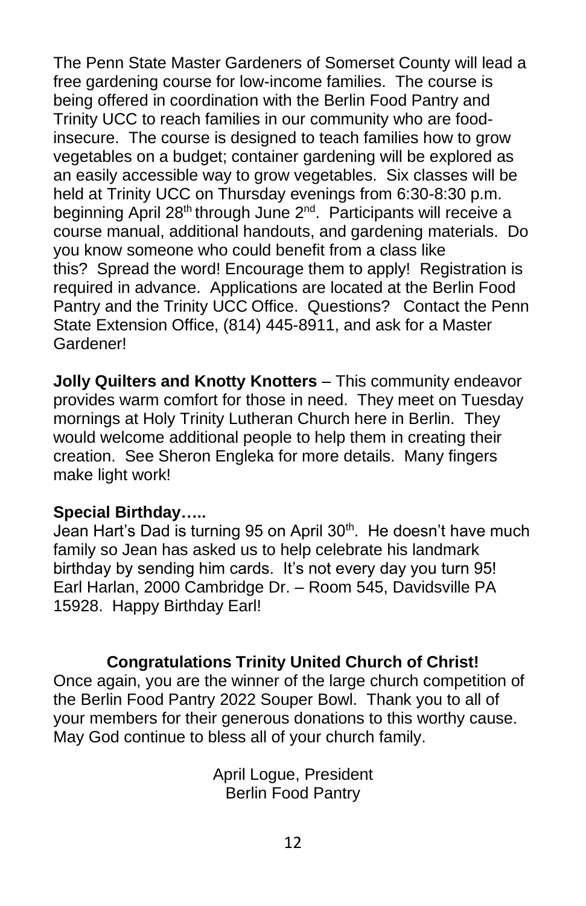The Penn State Master Gardeners of Somerset County will lead a free gardening course for low-income families. The course is being offered in coordination with the Berlin Food Pantry and Trinity UCC to reach families in our community who are food-insecure. The course is designed to teach families how to grow vegetables on a budget; container gardening will be explored as an easily accessible way to grow vegetables. Six classes will be held at Trinity UCC on Thursday evenings from 6:30-8:30 p.m. beginning April 28th through June 2nd. Participants will receive a course manual, additional handouts, and gardening materials. Do you know someone who could benefit from a class like this? Spread the word! Encourage them to apply! Registration is required in advance. Applications are located at the Berlin Food Pantry and the Trinity UCC Office. Questions? Contact the Penn State Extension Office, (814) 445-8911, and ask for a Master Gardener!

**Jolly Quilters and Knotty Knotters** – This community endeavor provides warm comfort for those in need. They meet on Tuesday mornings at Holy Trinity Lutheran Church here in Berlin. They would welcome additional people to help them in creating their creation. See Sheron Engleka for more details. Many fingers make light work!

**Special Birthday…..**

Jean Hart's Dad is turning 95 on April 30th. He doesn't have much family so Jean has asked us to help celebrate his landmark birthday by sending him cards. It's not every day you turn 95! Earl Harlan, 2000 Cambridge Dr. – Room 545, Davidsville PA 15928. Happy Birthday Earl!

**Congratulations Trinity United Church of Christ!**

Once again, you are the winner of the large church competition of the Berlin Food Pantry 2022 Souper Bowl. Thank you to all of your members for their generous donations to this worthy cause. May God continue to bless all of your church family.

April Logue, President
Berlin Food Pantry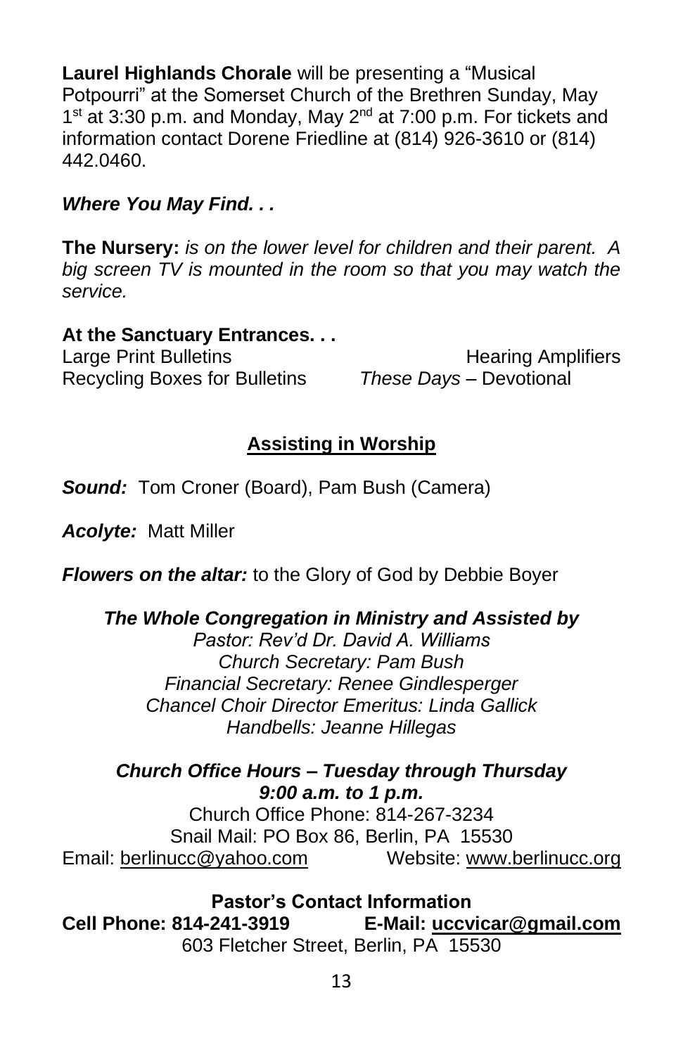**Laurel Highlands Chorale** will be presenting a "Musical Potpourri" at the Somerset Church of the Brethren Sunday, May 1st at 3:30 p.m. and Monday, May 2nd at 7:00 p.m. For tickets and information contact Dorene Friedline at (814) 926-3610 or (814) 442.0460.

***Where You May Find. . .***

**The Nursery:** *is on the lower level for children and their parent. A big screen TV is mounted in the room so that you may watch the service.*

**At the Sanctuary Entrances. . .**

Large Print Bulletins
Hearing Amplifiers
Recycling Boxes for Bulletins
*These Days* – Devotional

## Assisting in Worship

***Sound:*** Tom Croner (Board), Pam Bush (Camera)

***Acolyte:*** Matt Miller

***Flowers on the altar:*** to the Glory of God by Debbie Boyer

***The Whole Congregation in Ministry and Assisted by***

*Pastor: Rev'd Dr. David A. Williams*
*Church Secretary: Pam Bush*
*Financial Secretary: Renee Gindlesperger*
*Chancel Choir Director Emeritus: Linda Gallick*
*Handbells: Jeanne Hillegas*

***Church Office Hours – Tuesday through Thursday 9:00 a.m. to 1 p.m.***

Church Office Phone: 814-267-3234
Snail Mail: PO Box 86, Berlin, PA 15530
Email: berlinucc@yahoo.com Website: www.berlinucc.org

**Pastor's Contact Information**

**Cell Phone: 814-241-3919 E-Mail: uccvicar@gmail.com**

603 Fletcher Street, Berlin, PA 15530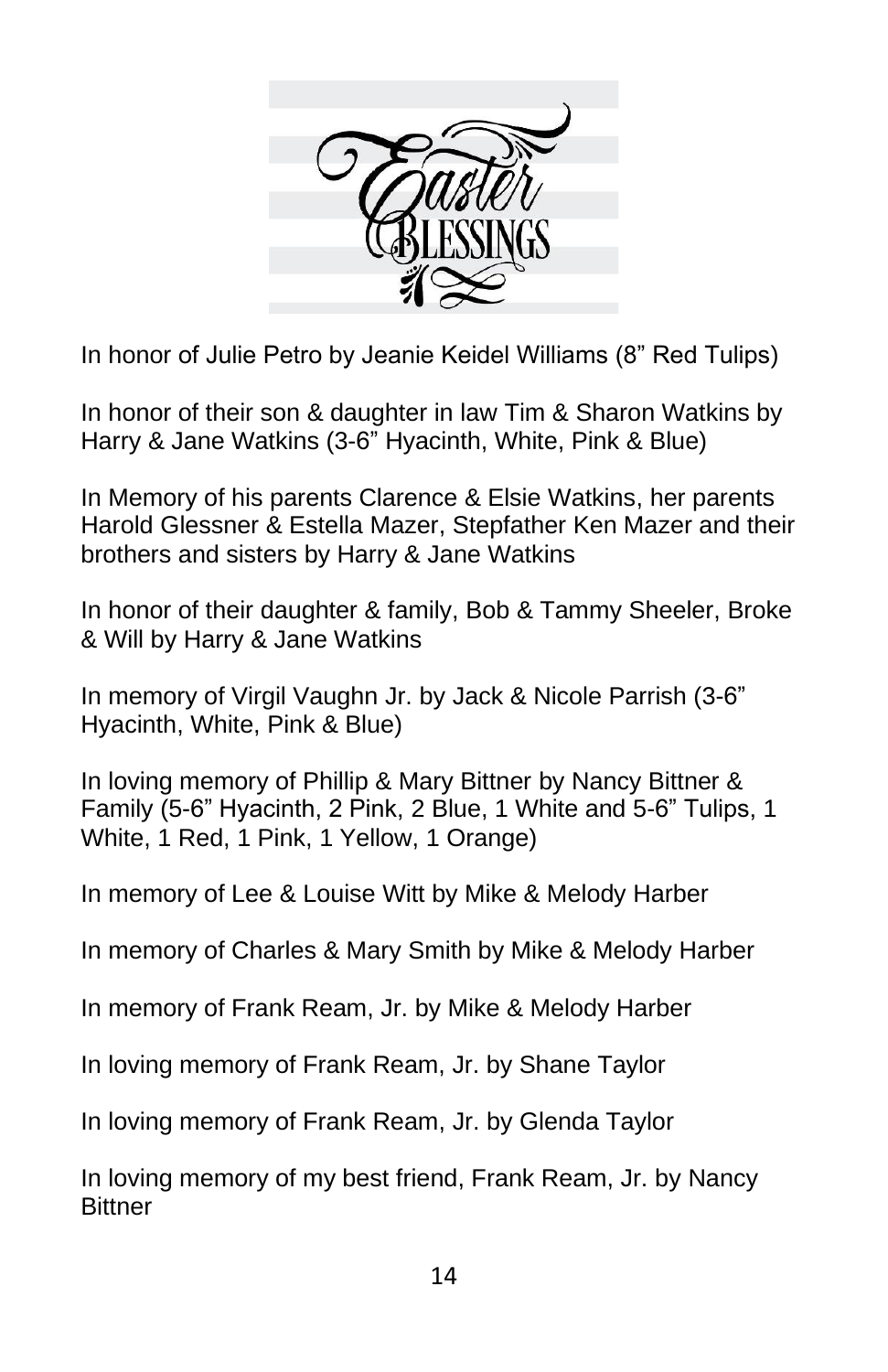# Easter Blessings

In honor of Julie Petro by Jeanie Keidel Williams (8” Red Tulips)

In honor of their son & daughter in law Tim & Sharon Watkins by Harry & Jane Watkins (3-6” Hyacinth, White, Pink & Blue)

In Memory of his parents Clarence & Elsie Watkins, her parents Harold Glessner & Estella Mazer, Stepfather Ken Mazer and their brothers and sisters by Harry & Jane Watkins

In honor of their daughter & family, Bob & Tammy Sheeler, Broke & Will by Harry & Jane Watkins

In memory of Virgil Vaughn Jr. by Jack & Nicole Parrish (3-6” Hyacinth, White, Pink & Blue)

In loving memory of Phillip & Mary Bittner by Nancy Bittner & Family (5-6” Hyacinth, 2 Pink, 2 Blue, 1 White and 5-6” Tulips, 1 White, 1 Red, 1 Pink, 1 Yellow, 1 Orange)

In memory of Lee & Louise Witt by Mike & Melody Harber

In memory of Charles & Mary Smith by Mike & Melody Harber

In memory of Frank Ream, Jr. by Mike & Melody Harber

In loving memory of Frank Ream, Jr. by Shane Taylor

In loving memory of Frank Ream, Jr. by Glenda Taylor

In loving memory of my best friend, Frank Ream, Jr. by Nancy Bittner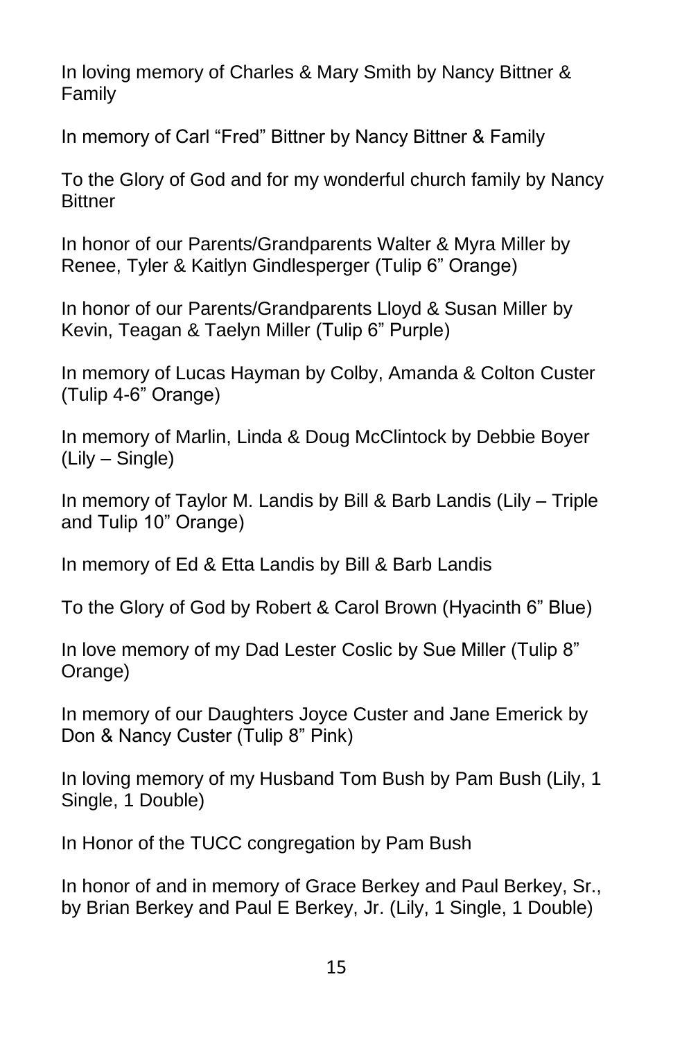In loving memory of Charles & Mary Smith by Nancy Bittner & Family

In memory of Carl “Fred” Bittner by Nancy Bittner & Family

To the Glory of God and for my wonderful church family by Nancy Bittner

In honor of our Parents/Grandparents Walter & Myra Miller by Renee, Tyler & Kaitlyn Gindlesperger (Tulip 6” Orange)

In honor of our Parents/Grandparents Lloyd & Susan Miller by Kevin, Teagan & Taelyn Miller (Tulip 6” Purple)

In memory of Lucas Hayman by Colby, Amanda & Colton Custer (Tulip 4-6” Orange)

In memory of Marlin, Linda & Doug McClintock by Debbie Boyer (Lily – Single)

In memory of Taylor M. Landis by Bill & Barb Landis (Lily – Triple and Tulip 10” Orange)

In memory of Ed & Etta Landis by Bill & Barb Landis

To the Glory of God by Robert & Carol Brown (Hyacinth 6” Blue)

In love memory of my Dad Lester Coslic by Sue Miller (Tulip 8” Orange)

In memory of our Daughters Joyce Custer and Jane Emerick by Don & Nancy Custer (Tulip 8” Pink)

In loving memory of my Husband Tom Bush by Pam Bush (Lily, 1 Single, 1 Double)

In Honor of the TUCC congregation by Pam Bush

In honor of and in memory of Grace Berkey and Paul Berkey, Sr., by Brian Berkey and Paul E Berkey, Jr. (Lily, 1 Single, 1 Double)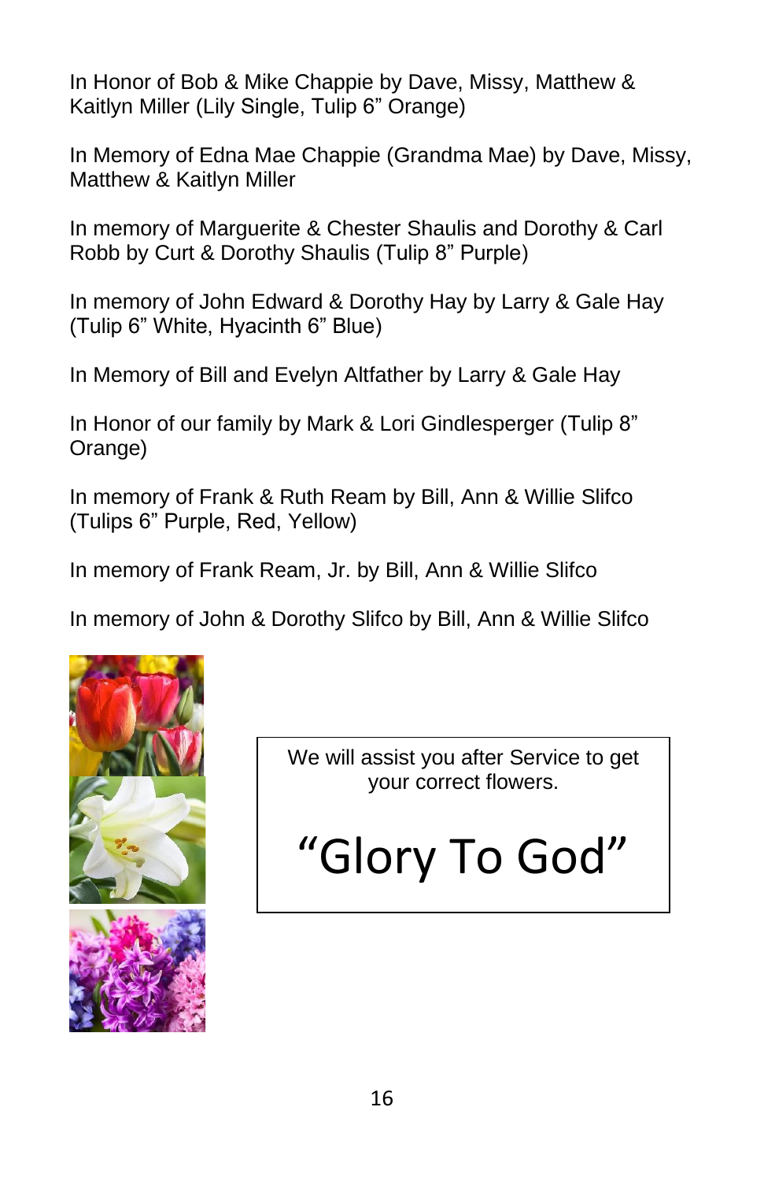In Honor of Bob & Mike Chappie by Dave, Missy, Matthew & Kaitlyn Miller (Lily Single, Tulip 6" Orange)

In Memory of Edna Mae Chappie (Grandma Mae) by Dave, Missy, Matthew & Kaitlyn Miller

In memory of Marguerite & Chester Shaulis and Dorothy & Carl Robb by Curt & Dorothy Shaulis (Tulip 8" Purple)

In memory of John Edward & Dorothy Hay by Larry & Gale Hay (Tulip 6" White, Hyacinth 6" Blue)

In Memory of Bill and Evelyn Altfather by Larry & Gale Hay

In Honor of our family by Mark & Lori Gindlesperger (Tulip 8" Orange)

In memory of Frank & Ruth Ream by Bill, Ann & Willie Slifco (Tulips 6" Purple, Red, Yellow)

In memory of Frank Ream, Jr. by Bill, Ann & Willie Slifco

In memory of John & Dorothy Slifco by Bill, Ann & Willie Slifco

We will assist you after Service to get your correct flowers.

# "Glory To God"